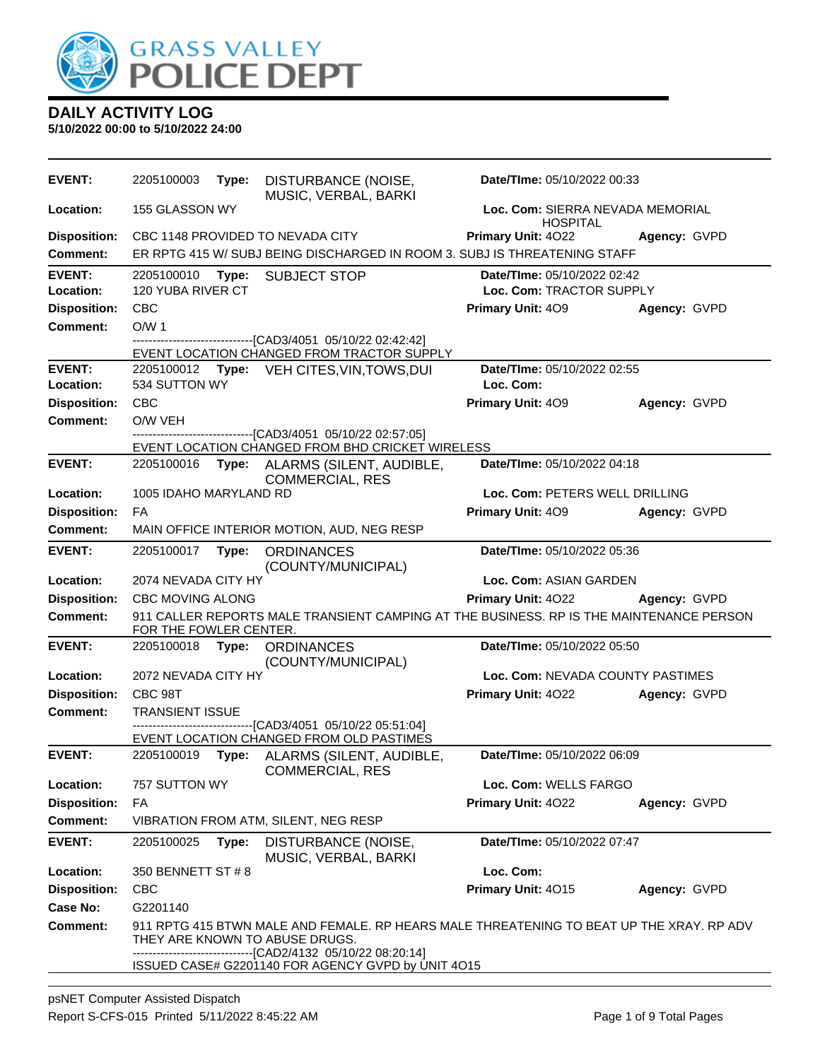# GRASS VALLEY POLICE DEPT

## DAILY ACTIVITY LOG

**5/10/2022 00:00 to 5/10/2022 24:00**

| | | | |
|---|---|---|---|
| **EVENT:** | 2205100003 **Type:** DISTURBANCE (NOISE, MUSIC, VERBAL, BARKI | **Date/TIme:** 05/10/2022 00:33 | |
| **Location:** | 155 GLASSON WY | **Loc. Com:** SIERRA NEVADA MEMORIAL HOSPITAL | |
| **Disposition:** | CBC 1148 PROVIDED TO NEVADA CITY | **Primary Unit:** 4O22 | **Agency:** GVPD |
| **Comment:** | ER RPTG 415 W/ SUBJ BEING DISCHARGED IN ROOM 3. SUBJ IS THREATENING STAFF | | |

| | | | |
|---|---|---|---|
| **EVENT:** | 2205100010 **Type:** SUBJECT STOP | **Date/TIme:** 05/10/2022 02:42 | |
| **Location:** | 120 YUBA RIVER CT | **Loc. Com:** TRACTOR SUPPLY | |
| **Disposition:** | CBC | **Primary Unit:** 4O9 | **Agency:** GVPD |
| **Comment:** | O/W 1<br>------------------------------[CAD3/4051 05/10/22 02:42:42]<br>EVENT LOCATION CHANGED FROM TRACTOR SUPPLY | | |

| | | | |
|---|---|---|---|
| **EVENT:** | 2205100012 **Type:** VEH CITES,VIN,TOWS,DUI | **Date/TIme:** 05/10/2022 02:55 | |
| **Location:** | 534 SUTTON WY | **Loc. Com:** | |
| **Disposition:** | CBC | **Primary Unit:** 4O9 | **Agency:** GVPD |
| **Comment:** | O/W VEH<br>------------------------------[CAD3/4051 05/10/22 02:57:05]<br>EVENT LOCATION CHANGED FROM BHD CRICKET WIRELESS | | |

| | | | |
|---|---|---|---|
| **EVENT:** | 2205100016 **Type:** ALARMS (SILENT, AUDIBLE, COMMERCIAL, RES | **Date/TIme:** 05/10/2022 04:18 | |
| **Location:** | 1005 IDAHO MARYLAND RD | **Loc. Com:** PETERS WELL DRILLING | |
| **Disposition:** | FA | **Primary Unit:** 4O9 | **Agency:** GVPD |
| **Comment:** | MAIN OFFICE INTERIOR MOTION, AUD, NEG RESP | | |

| | | | |
|---|---|---|---|
| **EVENT:** | 2205100017 **Type:** ORDINANCES (COUNTY/MUNICIPAL) | **Date/TIme:** 05/10/2022 05:36 | |
| **Location:** | 2074 NEVADA CITY HY | **Loc. Com:** ASIAN GARDEN | |
| **Disposition:** | CBC MOVING ALONG | **Primary Unit:** 4O22 | **Agency:** GVPD |
| **Comment:** | 911 CALLER REPORTS MALE TRANSIENT CAMPING AT THE BUSINESS. RP IS THE MAINTENANCE PERSON FOR THE FOWLER CENTER. | | |

| | | | |
|---|---|---|---|
| **EVENT:** | 2205100018 **Type:** ORDINANCES (COUNTY/MUNICIPAL) | **Date/TIme:** 05/10/2022 05:50 | |
| **Location:** | 2072 NEVADA CITY HY | **Loc. Com:** NEVADA COUNTY PASTIMES | |
| **Disposition:** | CBC 98T | **Primary Unit:** 4O22 | **Agency:** GVPD |
| **Comment:** | TRANSIENT ISSUE<br>------------------------------[CAD3/4051 05/10/22 05:51:04]<br>EVENT LOCATION CHANGED FROM OLD PASTIMES | | |

| | | | |
|---|---|---|---|
| **EVENT:** | 2205100019 **Type:** ALARMS (SILENT, AUDIBLE, COMMERCIAL, RES | **Date/TIme:** 05/10/2022 06:09 | |
| **Location:** | 757 SUTTON WY | **Loc. Com:** WELLS FARGO | |
| **Disposition:** | FA | **Primary Unit:** 4O22 | **Agency:** GVPD |
| **Comment:** | VIBRATION FROM ATM, SILENT, NEG RESP | | |

| | | | |
|---|---|---|---|
| **EVENT:** | 2205100025 **Type:** DISTURBANCE (NOISE, MUSIC, VERBAL, BARKI | **Date/TIme:** 05/10/2022 07:47 | |
| **Location:** | 350 BENNETT ST # 8 | **Loc. Com:** | |
| **Disposition:** | CBC | **Primary Unit:** 4O15 | **Agency:** GVPD |
| **Case No:** | G2201140 | | |
| **Comment:** | 911 RPTG 415 BTWN MALE AND FEMALE. RP HEARS MALE THREATENING TO BEAT UP THE XRAY. RP ADV THEY ARE KNOWN TO ABUSE DRUGS.<br>------------------------------[CAD2/4132 05/10/22 08:20:14]<br>ISSUED CASE# G2201140 FOR AGENCY GVPD by UNIT 4O15 | | |

psNET Computer Assisted Dispatch
Report S-CFS-015 Printed 5/11/2022 8:45:22 AM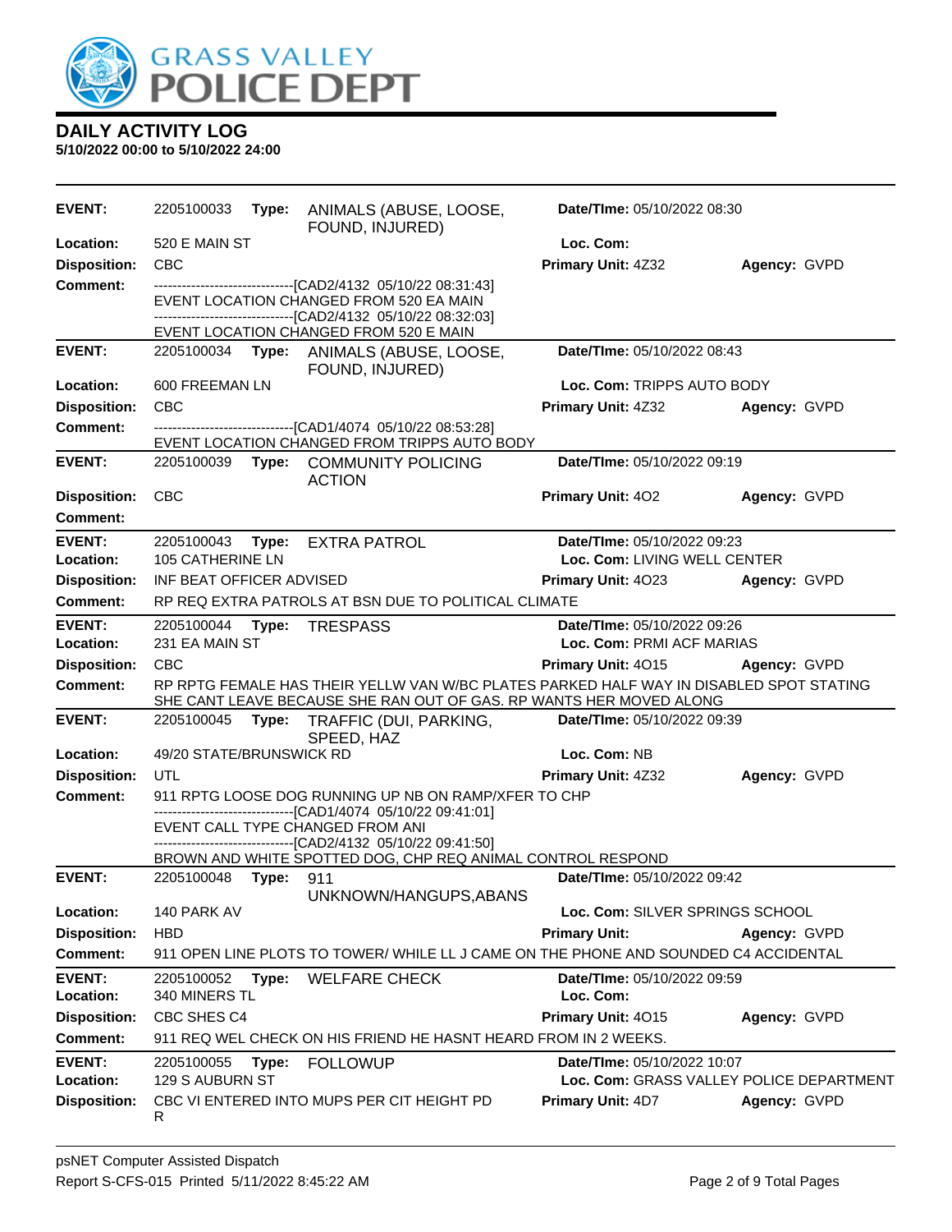# GRASS VALLEY POLICE DEPT

## DAILY ACTIVITY LOG

**5/10/2022 00:00 to 5/10/2022 24:00**

| | | | |
|---|---|---|---|
| **EVENT:** 2205100033 **Type:** ANIMALS (ABUSE, LOOSE, FOUND, INJURED) | **Date/TIme:** 05/10/2022 08:30 | | |
| **Location:** 520 E MAIN ST | **Loc. Com:** | | |
| **Disposition:** CBC | **Primary Unit:** 4Z32 | **Agency:** GVPD | |
| **Comment:** ------------------------------[CAD2/4132 05/10/22 08:31:43] EVENT LOCATION CHANGED FROM 520 EA MAIN ------------------------------[CAD2/4132 05/10/22 08:32:03] EVENT LOCATION CHANGED FROM 520 E MAIN | | | |

| | | | |
|---|---|---|---|
| **EVENT:** 2205100034 **Type:** ANIMALS (ABUSE, LOOSE, FOUND, INJURED) | **Date/TIme:** 05/10/2022 08:43 | | |
| **Location:** 600 FREEMAN LN | **Loc. Com:** TRIPPS AUTO BODY | | |
| **Disposition:** CBC | **Primary Unit:** 4Z32 | **Agency:** GVPD | |
| **Comment:** ------------------------------[CAD1/4074 05/10/22 08:53:28] EVENT LOCATION CHANGED FROM TRIPPS AUTO BODY | | | |

| | | | |
|---|---|---|---|
| **EVENT:** 2205100039 **Type:** COMMUNITY POLICING ACTION | **Date/TIme:** 05/10/2022 09:19 | | |
| **Disposition:** CBC | **Primary Unit:** 4O2 | **Agency:** GVPD | |
| **Comment:** | | | |

| | | | |
|---|---|---|---|
| **EVENT:** 2205100043 **Type:** EXTRA PATROL | **Date/TIme:** 05/10/2022 09:23 | | |
| **Location:** 105 CATHERINE LN | **Loc. Com:** LIVING WELL CENTER | | |
| **Disposition:** INF BEAT OFFICER ADVISED | **Primary Unit:** 4O23 | **Agency:** GVPD | |
| **Comment:** RP REQ EXTRA PATROLS AT BSN DUE TO POLITICAL CLIMATE | | | |

| | | | |
|---|---|---|---|
| **EVENT:** 2205100044 **Type:** TRESPASS | **Date/TIme:** 05/10/2022 09:26 | | |
| **Location:** 231 EA MAIN ST | **Loc. Com:** PRMI ACF MARIAS | | |
| **Disposition:** CBC | **Primary Unit:** 4O15 | **Agency:** GVPD | |
| **Comment:** RP RPTG FEMALE HAS THEIR YELLW VAN W/BC PLATES PARKED HALF WAY IN DISABLED SPOT STATING SHE CANT LEAVE BECAUSE SHE RAN OUT OF GAS. RP WANTS HER MOVED ALONG | | | |

| | | | |
|---|---|---|---|
| **EVENT:** 2205100045 **Type:** TRAFFIC (DUI, PARKING, SPEED, HAZ | **Date/TIme:** 05/10/2022 09:39 | | |
| **Location:** 49/20 STATE/BRUNSWICK RD | **Loc. Com:** NB | | |
| **Disposition:** UTL | **Primary Unit:** 4Z32 | **Agency:** GVPD | |
| **Comment:** 911 RPTG LOOSE DOG RUNNING UP NB ON RAMP/XFER TO CHP ------------------------------[CAD1/4074 05/10/22 09:41:01] EVENT CALL TYPE CHANGED FROM ANI ------------------------------[CAD2/4132 05/10/22 09:41:50] BROWN AND WHITE SPOTTED DOG, CHP REQ ANIMAL CONTROL RESPOND | | | |

| | | | |
|---|---|---|---|
| **EVENT:** 2205100048 **Type:** 911 UNKNOWN/HANGUPS,ABANS | **Date/TIme:** 05/10/2022 09:42 | | |
| **Location:** 140 PARK AV | **Loc. Com:** SILVER SPRINGS SCHOOL | | |
| **Disposition:** HBD | **Primary Unit:** | **Agency:** GVPD | |
| **Comment:** 911 OPEN LINE PLOTS TO TOWER/ WHILE LL J CAME ON THE PHONE AND SOUNDED C4 ACCIDENTAL | | | |

| | | | |
|---|---|---|---|
| **EVENT:** 2205100052 **Type:** WELFARE CHECK | **Date/TIme:** 05/10/2022 09:59 | | |
| **Location:** 340 MINERS TL | **Loc. Com:** | | |
| **Disposition:** CBC SHES C4 | **Primary Unit:** 4O15 | **Agency:** GVPD | |
| **Comment:** 911 REQ WEL CHECK ON HIS FRIEND HE HASNT HEARD FROM IN 2 WEEKS. | | | |

| | | | |
|---|---|---|---|
| **EVENT:** 2205100055 **Type:** FOLLOWUP | **Date/TIme:** 05/10/2022 10:07 | | |
| **Location:** 129 S AUBURN ST | **Loc. Com:** GRASS VALLEY POLICE DEPARTMENT | | |
| **Disposition:** CBC VI ENTERED INTO MUPS PER CIT HEIGHT PD R | **Primary Unit:** 4D7 | **Agency:** GVPD | |

psNET Computer Assisted Dispatch
Report S-CFS-015 Printed 5/11/2022 8:45:22 AM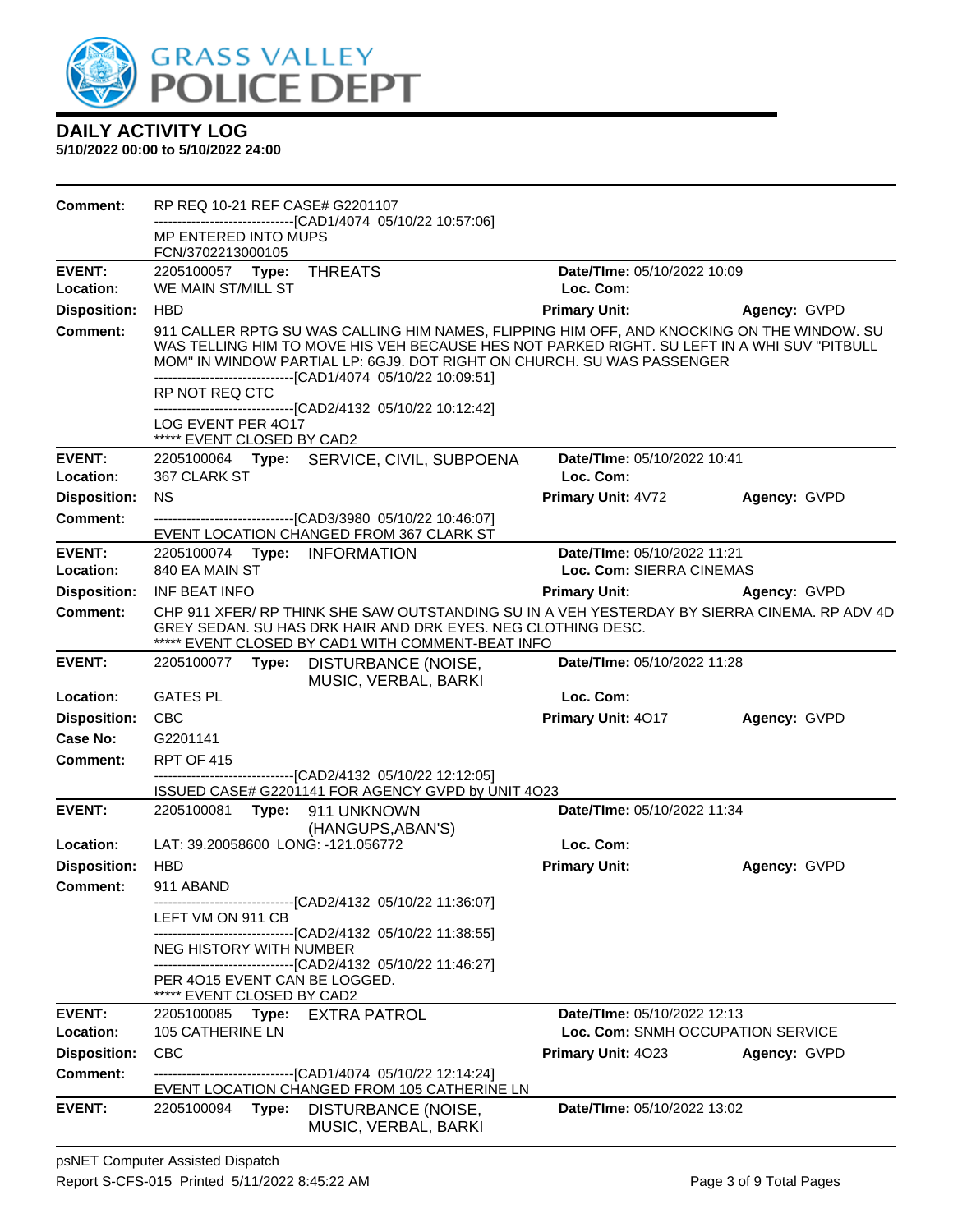# DAILY ACTIVITY LOG

**5/10/2022 00:00 to 5/10/2022 24:00**

**Comment:** RP REQ 10-21 REF CASE# G2201107
------------------------------[CAD1/4074 05/10/22 10:57:06]
MP ENTERED INTO MUPS
FCN/3702213000105

---

**EVENT:** 2205100057 **Type:** THREATS **Date/TIme:** 05/10/2022 10:09
**Location:** WE MAIN ST/MILL ST **Loc. Com:**
**Disposition:** HBD **Primary Unit:** **Agency:** GVPD
**Comment:** 911 CALLER RPTG SU WAS CALLING HIM NAMES, FLIPPING HIM OFF, AND KNOCKING ON THE WINDOW. SU WAS TELLING HIM TO MOVE HIS VEH BECAUSE HES NOT PARKED RIGHT. SU LEFT IN A WHI SUV "PITBULL MOM" IN WINDOW PARTIAL LP: 6GJ9. DOT RIGHT ON CHURCH. SU WAS PASSENGER
------------------------------[CAD1/4074 05/10/22 10:09:51]
RP NOT REQ CTC
------------------------------[CAD2/4132 05/10/22 10:12:42]
LOG EVENT PER 4O17
***** EVENT CLOSED BY CAD2

---

**EVENT:** 2205100064 **Type:** SERVICE, CIVIL, SUBPOENA **Date/TIme:** 05/10/2022 10:41
**Location:** 367 CLARK ST **Loc. Com:**
**Disposition:** NS **Primary Unit:** 4V72 **Agency:** GVPD
**Comment:** ------------------------------[CAD3/3980 05/10/22 10:46:07]
EVENT LOCATION CHANGED FROM 367 CLARK ST

---

**EVENT:** 2205100074 **Type:** INFORMATION **Date/TIme:** 05/10/2022 11:21
**Location:** 840 EA MAIN ST **Loc. Com:** SIERRA CINEMAS
**Disposition:** INF BEAT INFO **Primary Unit:** **Agency:** GVPD
**Comment:** CHP 911 XFER/ RP THINK SHE SAW OUTSTANDING SU IN A VEH YESTERDAY BY SIERRA CINEMA. RP ADV 4D GREY SEDAN. SU HAS DRK HAIR AND DRK EYES. NEG CLOTHING DESC.
***** EVENT CLOSED BY CAD1 WITH COMMENT-BEAT INFO

---

**EVENT:** 2205100077 **Type:** DISTURBANCE (NOISE, MUSIC, VERBAL, BARKI **Date/TIme:** 05/10/2022 11:28
**Location:** GATES PL **Loc. Com:**
**Disposition:** CBC **Primary Unit:** 4O17 **Agency:** GVPD
**Case No:** G2201141
**Comment:** RPT OF 415
------------------------------[CAD2/4132 05/10/22 12:12:05]
ISSUED CASE# G2201141 FOR AGENCY GVPD by UNIT 4O23

---

**EVENT:** 2205100081 **Type:** 911 UNKNOWN (HANGUPS,ABAN'S) **Date/TIme:** 05/10/2022 11:34
**Location:** LAT: 39.20058600 LONG: -121.056772 **Loc. Com:**
**Disposition:** HBD **Primary Unit:** **Agency:** GVPD
**Comment:** 911 ABAND
------------------------------[CAD2/4132 05/10/22 11:36:07]
LEFT VM ON 911 CB
------------------------------[CAD2/4132 05/10/22 11:38:55]
NEG HISTORY WITH NUMBER
------------------------------[CAD2/4132 05/10/22 11:46:27]
PER 4O15 EVENT CAN BE LOGGED.
***** EVENT CLOSED BY CAD2

---

**EVENT:** 2205100085 **Type:** EXTRA PATROL **Date/TIme:** 05/10/2022 12:13
**Location:** 105 CATHERINE LN **Loc. Com:** SNMH OCCUPATION SERVICE
**Disposition:** CBC **Primary Unit:** 4O23 **Agency:** GVPD
**Comment:** ------------------------------[CAD1/4074 05/10/22 12:14:24]
EVENT LOCATION CHANGED FROM 105 CATHERINE LN

---

**EVENT:** 2205100094 **Type:** DISTURBANCE (NOISE, MUSIC, VERBAL, BARKI **Date/TIme:** 05/10/2022 13:02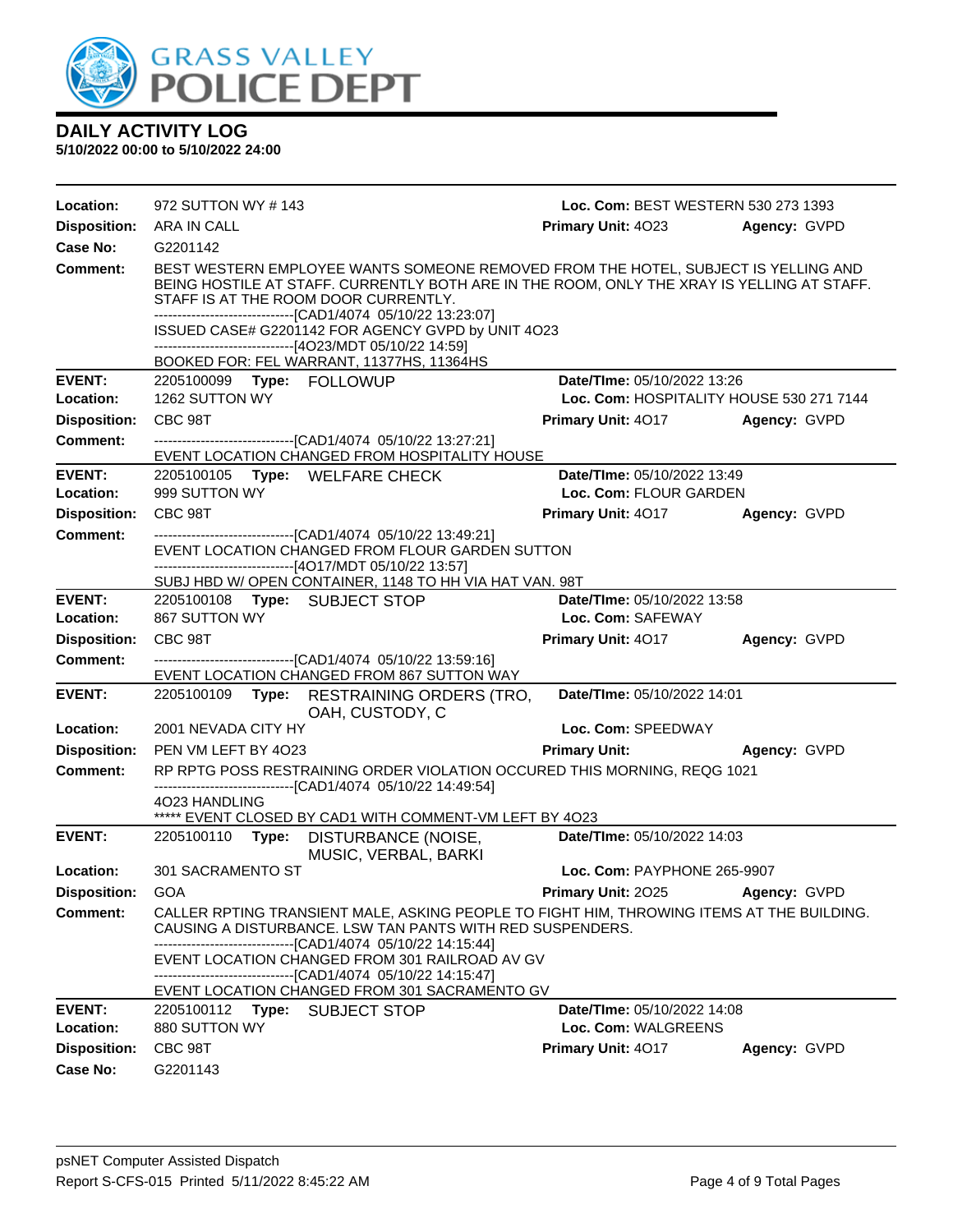# GRASS VALLEY POLICE DEPT

## DAILY ACTIVITY LOG

**5/10/2022 00:00 to 5/10/2022 24:00**

**Location:** 972 SUTTON WY # 143 **Loc. Com:** BEST WESTERN 530 273 1393
**Disposition:** ARA IN CALL **Primary Unit:** 4O23 **Agency:** GVPD
**Case No:** G2201142
**Comment:** BEST WESTERN EMPLOYEE WANTS SOMEONE REMOVED FROM THE HOTEL, SUBJECT IS YELLING AND BEING HOSTILE AT STAFF. CURRENTLY BOTH ARE IN THE ROOM, ONLY THE XRAY IS YELLING AT STAFF. STAFF IS AT THE ROOM DOOR CURRENTLY.
------------------------------[CAD1/4074 05/10/22 13:23:07]
ISSUED CASE# G2201142 FOR AGENCY GVPD by UNIT 4O23
------------------------------[4O23/MDT 05/10/22 14:59]
BOOKED FOR: FEL WARRANT, 11377HS, 11364HS

---

**EVENT:** 2205100099 **Type:** FOLLOWUP **Date/TIme:** 05/10/2022 13:26
**Location:** 1262 SUTTON WY **Loc. Com:** HOSPITALITY HOUSE 530 271 7144
**Disposition:** CBC 98T **Primary Unit:** 4O17 **Agency:** GVPD
**Comment:** ------------------------------[CAD1/4074 05/10/22 13:27:21]
EVENT LOCATION CHANGED FROM HOSPITALITY HOUSE

---

**EVENT:** 2205100105 **Type:** WELFARE CHECK **Date/TIme:** 05/10/2022 13:49
**Location:** 999 SUTTON WY **Loc. Com:** FLOUR GARDEN
**Disposition:** CBC 98T **Primary Unit:** 4O17 **Agency:** GVPD
**Comment:** ------------------------------[CAD1/4074 05/10/22 13:49:21]
EVENT LOCATION CHANGED FROM FLOUR GARDEN SUTTON
------------------------------[4O17/MDT 05/10/22 13:57]
SUBJ HBD W/ OPEN CONTAINER, 1148 TO HH VIA HAT VAN. 98T

---

**EVENT:** 2205100108 **Type:** SUBJECT STOP **Date/TIme:** 05/10/2022 13:58
**Location:** 867 SUTTON WY **Loc. Com:** SAFEWAY
**Disposition:** CBC 98T **Primary Unit:** 4O17 **Agency:** GVPD
**Comment:** ------------------------------[CAD1/4074 05/10/22 13:59:16]
EVENT LOCATION CHANGED FROM 867 SUTTON WAY

---

**EVENT:** 2205100109 **Type:** RESTRAINING ORDERS (TRO, OAH, CUSTODY, C **Date/TIme:** 05/10/2022 14:01
**Location:** 2001 NEVADA CITY HY **Loc. Com:** SPEEDWAY
**Disposition:** PEN VM LEFT BY 4O23 **Primary Unit:** **Agency:** GVPD
**Comment:** RP RPTG POSS RESTRAINING ORDER VIOLATION OCCURED THIS MORNING, REQG 1021
------------------------------[CAD1/4074 05/10/22 14:49:54]
4O23 HANDLING
***** EVENT CLOSED BY CAD1 WITH COMMENT-VM LEFT BY 4O23

---

**EVENT:** 2205100110 **Type:** DISTURBANCE (NOISE, MUSIC, VERBAL, BARKI **Date/TIme:** 05/10/2022 14:03
**Location:** 301 SACRAMENTO ST **Loc. Com:** PAYPHONE 265-9907
**Disposition:** GOA **Primary Unit:** 2O25 **Agency:** GVPD
**Comment:** CALLER RPTING TRANSIENT MALE, ASKING PEOPLE TO FIGHT HIM, THROWING ITEMS AT THE BUILDING. CAUSING A DISTURBANCE. LSW TAN PANTS WITH RED SUSPENDERS.
------------------------------[CAD1/4074 05/10/22 14:15:44]
EVENT LOCATION CHANGED FROM 301 RAILROAD AV GV
------------------------------[CAD1/4074 05/10/22 14:15:47]
EVENT LOCATION CHANGED FROM 301 SACRAMENTO GV

---

**EVENT:** 2205100112 **Type:** SUBJECT STOP **Date/TIme:** 05/10/2022 14:08
**Location:** 880 SUTTON WY **Loc. Com:** WALGREENS
**Disposition:** CBC 98T **Primary Unit:** 4O17 **Agency:** GVPD
**Case No:** G2201143

psNET Computer Assisted Dispatch
Report S-CFS-015 Printed 5/11/2022 8:45:22 AM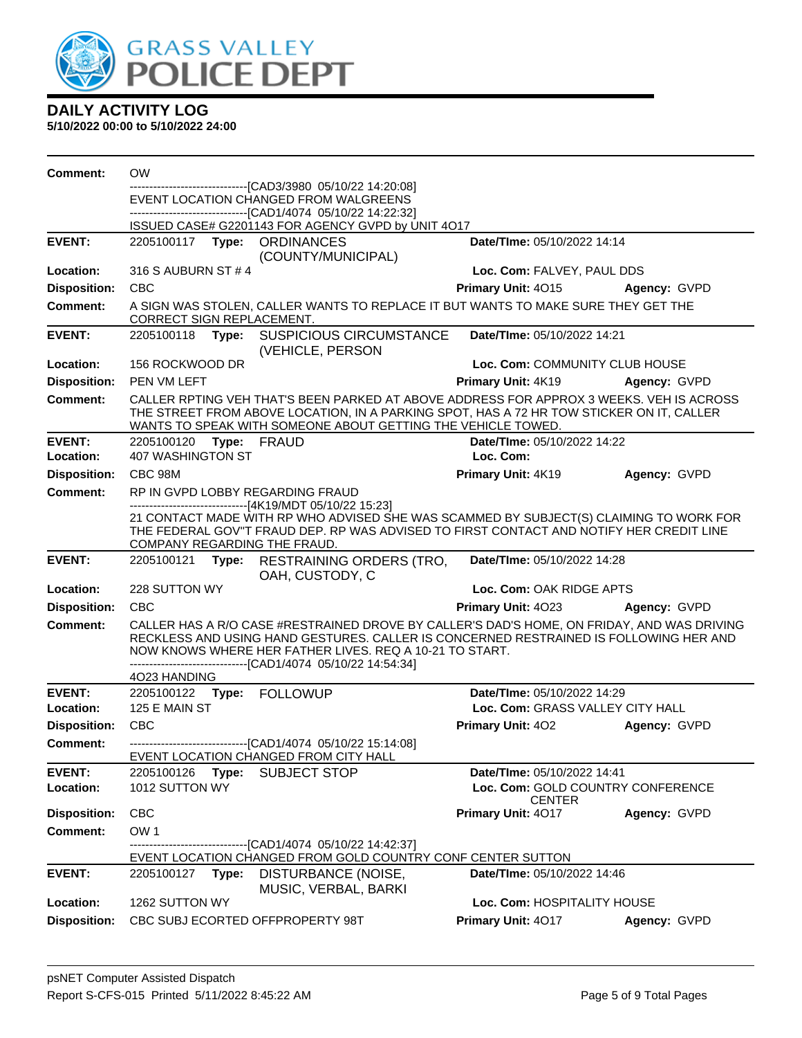# DAILY ACTIVITY LOG

**5/10/2022 00:00 to 5/10/2022 24:00**

**Comment:** OW

------------------------------[CAD3/3980 05/10/22 14:20:08]
EVENT LOCATION CHANGED FROM WALGREENS
------------------------------[CAD1/4074 05/10/22 14:22:32]
ISSUED CASE# G2201143 FOR AGENCY GVPD by UNIT 4O17

---

**EVENT:** 2205100117 **Type:** ORDINANCES (COUNTY/MUNICIPAL) **Date/TIme:** 05/10/2022 14:14
**Location:** 316 S AUBURN ST # 4 **Loc. Com:** FALVEY, PAUL DDS
**Disposition:** CBC **Primary Unit:** 4O15 **Agency:** GVPD
**Comment:** A SIGN WAS STOLEN, CALLER WANTS TO REPLACE IT BUT WANTS TO MAKE SURE THEY GET THE CORRECT SIGN REPLACEMENT.

---

**EVENT:** 2205100118 **Type:** SUSPICIOUS CIRCUMSTANCE (VEHICLE, PERSON **Date/TIme:** 05/10/2022 14:21
**Location:** 156 ROCKWOOD DR **Loc. Com:** COMMUNITY CLUB HOUSE
**Disposition:** PEN VM LEFT **Primary Unit:** 4K19 **Agency:** GVPD
**Comment:** CALLER RPTING VEH THAT'S BEEN PARKED AT ABOVE ADDRESS FOR APPROX 3 WEEKS. VEH IS ACROSS THE STREET FROM ABOVE LOCATION, IN A PARKING SPOT, HAS A 72 HR TOW STICKER ON IT, CALLER WANTS TO SPEAK WITH SOMEONE ABOUT GETTING THE VEHICLE TOWED.

---

**EVENT:** 2205100120 **Type:** FRAUD **Date/TIme:** 05/10/2022 14:22
**Location:** 407 WASHINGTON ST **Loc. Com:**
**Disposition:** CBC 98M **Primary Unit:** 4K19 **Agency:** GVPD
**Comment:** RP IN GVPD LOBBY REGARDING FRAUD

------------------------------[4K19/MDT 05/10/22 15:23]
21 CONTACT MADE WITH RP WHO ADVISED SHE WAS SCAMMED BY SUBJECT(S) CLAIMING TO WORK FOR THE FEDERAL GOV"T FRAUD DEP. RP WAS ADVISED TO FIRST CONTACT AND NOTIFY HER CREDIT LINE COMPANY REGARDING THE FRAUD.

---

**EVENT:** 2205100121 **Type:** RESTRAINING ORDERS (TRO, OAH, CUSTODY, C **Date/TIme:** 05/10/2022 14:28
**Location:** 228 SUTTON WY **Loc. Com:** OAK RIDGE APTS
**Disposition:** CBC **Primary Unit:** 4O23 **Agency:** GVPD
**Comment:** CALLER HAS A R/O CASE #RESTRAINED DROVE BY CALLER'S DAD'S HOME, ON FRIDAY, AND WAS DRIVING RECKLESS AND USING HAND GESTURES. CALLER IS CONCERNED RESTRAINED IS FOLLOWING HER AND NOW KNOWS WHERE HER FATHER LIVES. REQ A 10-21 TO START.

------------------------------[CAD1/4074 05/10/22 14:54:34]
4O23 HANDING

---

**EVENT:** 2205100122 **Type:** FOLLOWUP **Date/TIme:** 05/10/2022 14:29
**Location:** 125 E MAIN ST **Loc. Com:** GRASS VALLEY CITY HALL
**Disposition:** CBC **Primary Unit:** 4O2 **Agency:** GVPD
**Comment:**

------------------------------[CAD1/4074 05/10/22 15:14:08]
EVENT LOCATION CHANGED FROM CITY HALL

---

**EVENT:** 2205100126 **Type:** SUBJECT STOP **Date/TIme:** 05/10/2022 14:41
**Location:** 1012 SUTTON WY **Loc. Com:** GOLD COUNTRY CONFERENCE CENTER
**Disposition:** CBC **Primary Unit:** 4O17 **Agency:** GVPD
**Comment:** OW 1

------------------------------[CAD1/4074 05/10/22 14:42:37]
EVENT LOCATION CHANGED FROM GOLD COUNTRY CONF CENTER SUTTON

---

**EVENT:** 2205100127 **Type:** DISTURBANCE (NOISE, MUSIC, VERBAL, BARKI **Date/TIme:** 05/10/2022 14:46
**Location:** 1262 SUTTON WY **Loc. Com:** HOSPITALITY HOUSE
**Disposition:** CBC SUBJ ECORTED OFFPROPERTY 98T **Primary Unit:** 4O17 **Agency:** GVPD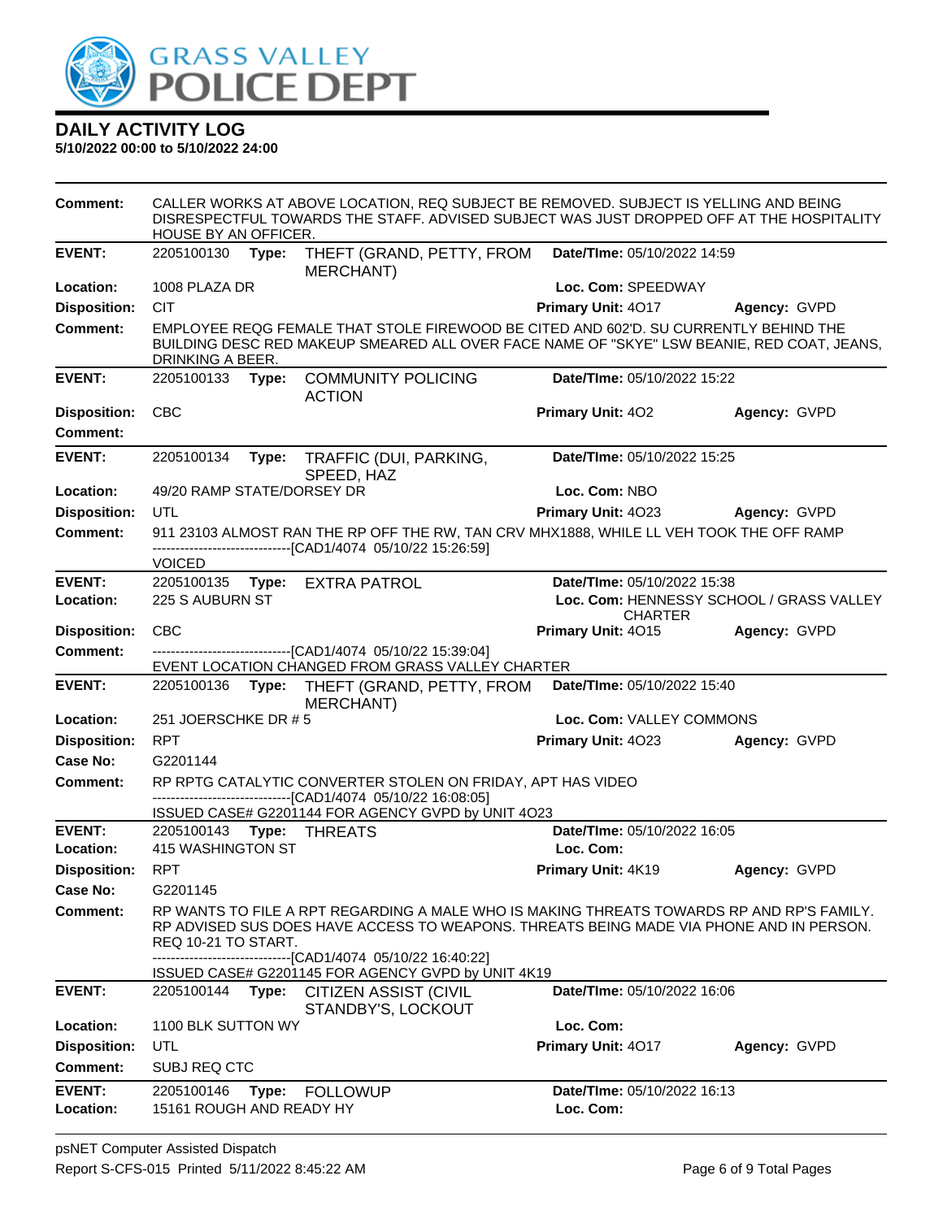# DAILY ACTIVITY LOG

**5/10/2022 00:00 to 5/10/2022 24:00**

**Comment:** CALLER WORKS AT ABOVE LOCATION, REQ SUBJECT BE REMOVED. SUBJECT IS YELLING AND BEING DISRESPECTFUL TOWARDS THE STAFF. ADVISED SUBJECT WAS JUST DROPPED OFF AT THE HOSPITALITY HOUSE BY AN OFFICER.

---

**EVENT:** 2205100130 **Type:** THEFT (GRAND, PETTY, FROM MERCHANT) **Date/TIme:** 05/10/2022 14:59
**Location:** 1008 PLAZA DR **Loc. Com:** SPEEDWAY
**Disposition:** CIT **Primary Unit:** 4O17 **Agency:** GVPD
**Comment:** EMPLOYEE REQG FEMALE THAT STOLE FIREWOOD BE CITED AND 602'D. SU CURRENTLY BEHIND THE BUILDING DESC RED MAKEUP SMEARED ALL OVER FACE NAME OF "SKYE" LSW BEANIE, RED COAT, JEANS, DRINKING A BEER.

---

**EVENT:** 2205100133 **Type:** COMMUNITY POLICING ACTION **Date/TIme:** 05/10/2022 15:22
**Disposition:** CBC **Primary Unit:** 4O2 **Agency:** GVPD
**Comment:**

---

**EVENT:** 2205100134 **Type:** TRAFFIC (DUI, PARKING, SPEED, HAZ **Date/TIme:** 05/10/2022 15:25
**Location:** 49/20 RAMP STATE/DORSEY DR **Loc. Com:** NBO
**Disposition:** UTL **Primary Unit:** 4O23 **Agency:** GVPD
**Comment:** 911 23103 ALMOST RAN THE RP OFF THE RW, TAN CRV MHX1888, WHILE LL VEH TOOK THE OFF RAMP
------------------------------[CAD1/4074 05/10/22 15:26:59]
VOICED

---

**EVENT:** 2205100135 **Type:** EXTRA PATROL **Date/TIme:** 05/10/2022 15:38
**Location:** 225 S AUBURN ST **Loc. Com:** HENNESSY SCHOOL / GRASS VALLEY CHARTER
**Disposition:** CBC **Primary Unit:** 4O15 **Agency:** GVPD
**Comment:** ------------------------------[CAD1/4074 05/10/22 15:39:04]
EVENT LOCATION CHANGED FROM GRASS VALLEY CHARTER

---

**EVENT:** 2205100136 **Type:** THEFT (GRAND, PETTY, FROM MERCHANT) **Date/TIme:** 05/10/2022 15:40
**Location:** 251 JOERSCHKE DR # 5 **Loc. Com:** VALLEY COMMONS
**Disposition:** RPT **Primary Unit:** 4O23 **Agency:** GVPD
**Case No:** G2201144
**Comment:** RP RPTG CATALYTIC CONVERTER STOLEN ON FRIDAY, APT HAS VIDEO
------------------------------[CAD1/4074 05/10/22 16:08:05]
ISSUED CASE# G2201144 FOR AGENCY GVPD by UNIT 4O23

---

**EVENT:** 2205100143 **Type:** THREATS **Date/TIme:** 05/10/2022 16:05
**Location:** 415 WASHINGTON ST **Loc. Com:**
**Disposition:** RPT **Primary Unit:** 4K19 **Agency:** GVPD
**Case No:** G2201145
**Comment:** RP WANTS TO FILE A RPT REGARDING A MALE WHO IS MAKING THREATS TOWARDS RP AND RP'S FAMILY. RP ADVISED SUS DOES HAVE ACCESS TO WEAPONS. THREATS BEING MADE VIA PHONE AND IN PERSON. REQ 10-21 TO START.
------------------------------[CAD1/4074 05/10/22 16:40:22]
ISSUED CASE# G2201145 FOR AGENCY GVPD by UNIT 4K19

---

**EVENT:** 2205100144 **Type:** CITIZEN ASSIST (CIVIL STANDBY'S, LOCKOUT **Date/TIme:** 05/10/2022 16:06
**Location:** 1100 BLK SUTTON WY **Loc. Com:**
**Disposition:** UTL **Primary Unit:** 4O17 **Agency:** GVPD
**Comment:** SUBJ REQ CTC

---

**EVENT:** 2205100146 **Type:** FOLLOWUP **Date/TIme:** 05/10/2022 16:13
**Location:** 15161 ROUGH AND READY HY **Loc. Com:**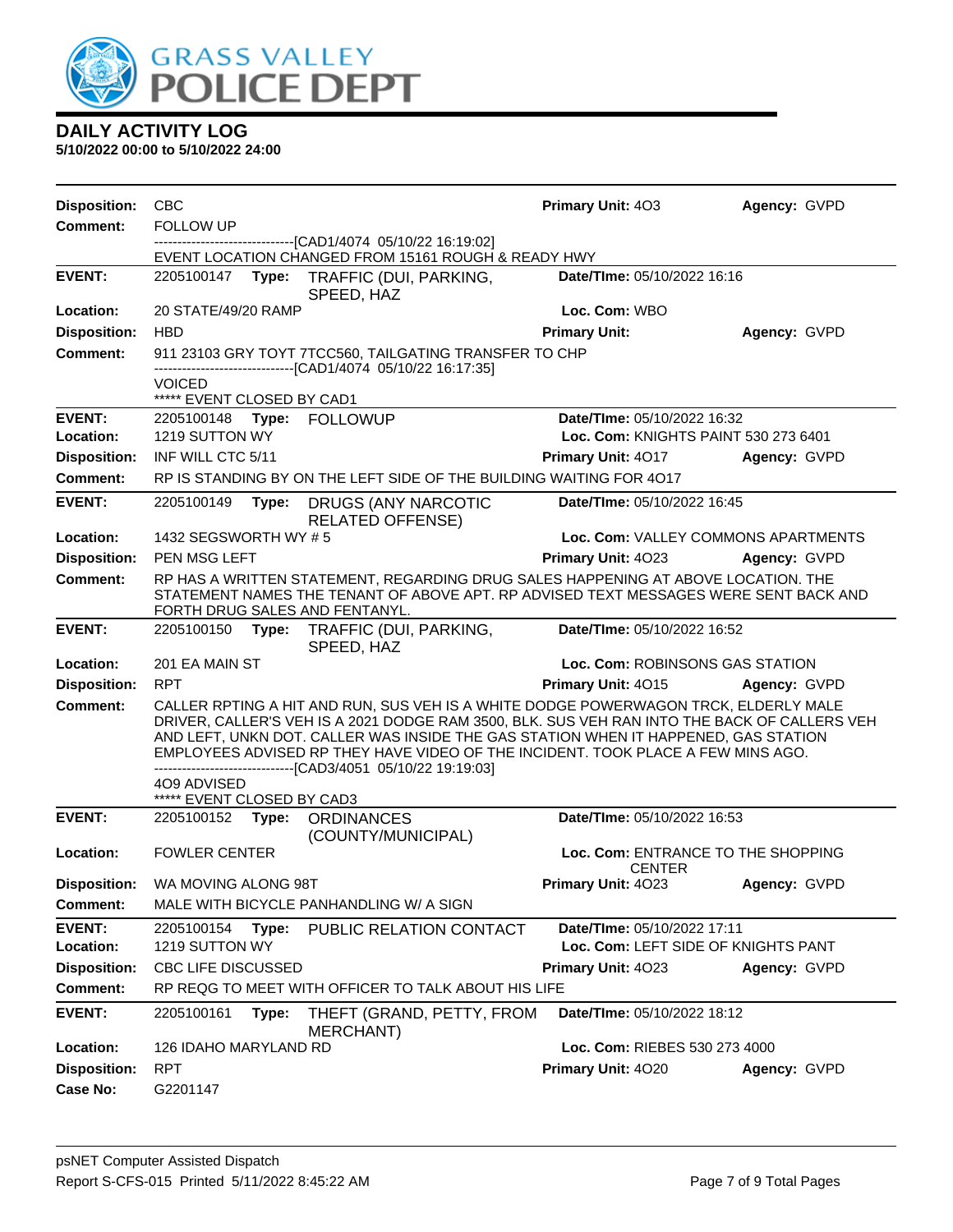# DAILY ACTIVITY LOG

**5/10/2022 00:00 to 5/10/2022 24:00**

| | | | |
|---|---|---|---|
| **Disposition:** | CBC | **Primary Unit:** 4O3 | **Agency:** GVPD |
| **Comment:** | FOLLOW UP<br>------------------------------[CAD1/4074 05/10/22 16:19:02]<br>EVENT LOCATION CHANGED FROM 15161 ROUGH & READY HWY | | |

| | | | |
|---|---|---|---|
| **EVENT:** | 2205100147 **Type:** TRAFFIC (DUI, PARKING, SPEED, HAZ | **Date/TIme:** 05/10/2022 16:16 | |
| **Location:** | 20 STATE/49/20 RAMP | **Loc. Com:** WBO | |
| **Disposition:** | HBD | **Primary Unit:** | **Agency:** GVPD |
| **Comment:** | 911 23103 GRY TOYT 7TCC560, TAILGATING TRANSFER TO CHP<br>------------------------------[CAD1/4074 05/10/22 16:17:35]<br>VOICED<br>***** EVENT CLOSED BY CAD1 | | |

| | | | |
|---|---|---|---|
| **EVENT:** | 2205100148 **Type:** FOLLOWUP | **Date/TIme:** 05/10/2022 16:32 | |
| **Location:** | 1219 SUTTON WY | **Loc. Com:** KNIGHTS PAINT 530 273 6401 | |
| **Disposition:** | INF WILL CTC 5/11 | **Primary Unit:** 4O17 | **Agency:** GVPD |
| **Comment:** | RP IS STANDING BY ON THE LEFT SIDE OF THE BUILDING WAITING FOR 4O17 | | |

| | | | |
|---|---|---|---|
| **EVENT:** | 2205100149 **Type:** DRUGS (ANY NARCOTIC RELATED OFFENSE) | **Date/TIme:** 05/10/2022 16:45 | |
| **Location:** | 1432 SEGSWORTH WY # 5 | **Loc. Com:** VALLEY COMMONS APARTMENTS | |
| **Disposition:** | PEN MSG LEFT | **Primary Unit:** 4O23 | **Agency:** GVPD |
| **Comment:** | RP HAS A WRITTEN STATEMENT, REGARDING DRUG SALES HAPPENING AT ABOVE LOCATION. THE STATEMENT NAMES THE TENANT OF ABOVE APT. RP ADVISED TEXT MESSAGES WERE SENT BACK AND FORTH DRUG SALES AND FENTANYL. | | |

| | | | |
|---|---|---|---|
| **EVENT:** | 2205100150 **Type:** TRAFFIC (DUI, PARKING, SPEED, HAZ | **Date/TIme:** 05/10/2022 16:52 | |
| **Location:** | 201 EA MAIN ST | **Loc. Com:** ROBINSONS GAS STATION | |
| **Disposition:** | RPT | **Primary Unit:** 4O15 | **Agency:** GVPD |
| **Comment:** | CALLER RPTING A HIT AND RUN, SUS VEH IS A WHITE DODGE POWERWAGON TRCK, ELDERLY MALE DRIVER, CALLER'S VEH IS A 2021 DODGE RAM 3500, BLK. SUS VEH RAN INTO THE BACK OF CALLERS VEH AND LEFT, UNKN DOT. CALLER WAS INSIDE THE GAS STATION WHEN IT HAPPENED, GAS STATION EMPLOYEES ADVISED RP THEY HAVE VIDEO OF THE INCIDENT. TOOK PLACE A FEW MINS AGO.<br>------------------------------[CAD3/4051 05/10/22 19:19:03]<br>4O9 ADVISED<br>***** EVENT CLOSED BY CAD3 | | |

| | | | |
|---|---|---|---|
| **EVENT:** | 2205100152 **Type:** ORDINANCES (COUNTY/MUNICIPAL) | **Date/TIme:** 05/10/2022 16:53 | |
| **Location:** | FOWLER CENTER | **Loc. Com:** ENTRANCE TO THE SHOPPING CENTER | |
| **Disposition:** | WA MOVING ALONG 98T | **Primary Unit:** 4O23 | **Agency:** GVPD |
| **Comment:** | MALE WITH BICYCLE PANHANDLING W/ A SIGN | | |

| | | | |
|---|---|---|---|
| **EVENT:** | 2205100154 **Type:** PUBLIC RELATION CONTACT | **Date/TIme:** 05/10/2022 17:11 | |
| **Location:** | 1219 SUTTON WY | **Loc. Com:** LEFT SIDE OF KNIGHTS PANT | |
| **Disposition:** | CBC LIFE DISCUSSED | **Primary Unit:** 4O23 | **Agency:** GVPD |
| **Comment:** | RP REQG TO MEET WITH OFFICER TO TALK ABOUT HIS LIFE | | |

| | | | |
|---|---|---|---|
| **EVENT:** | 2205100161 **Type:** THEFT (GRAND, PETTY, FROM MERCHANT) | **Date/TIme:** 05/10/2022 18:12 | |
| **Location:** | 126 IDAHO MARYLAND RD | **Loc. Com:** RIEBES 530 273 4000 | |
| **Disposition:** | RPT | **Primary Unit:** 4O20 | **Agency:** GVPD |
| **Case No:** | G2201147 | | |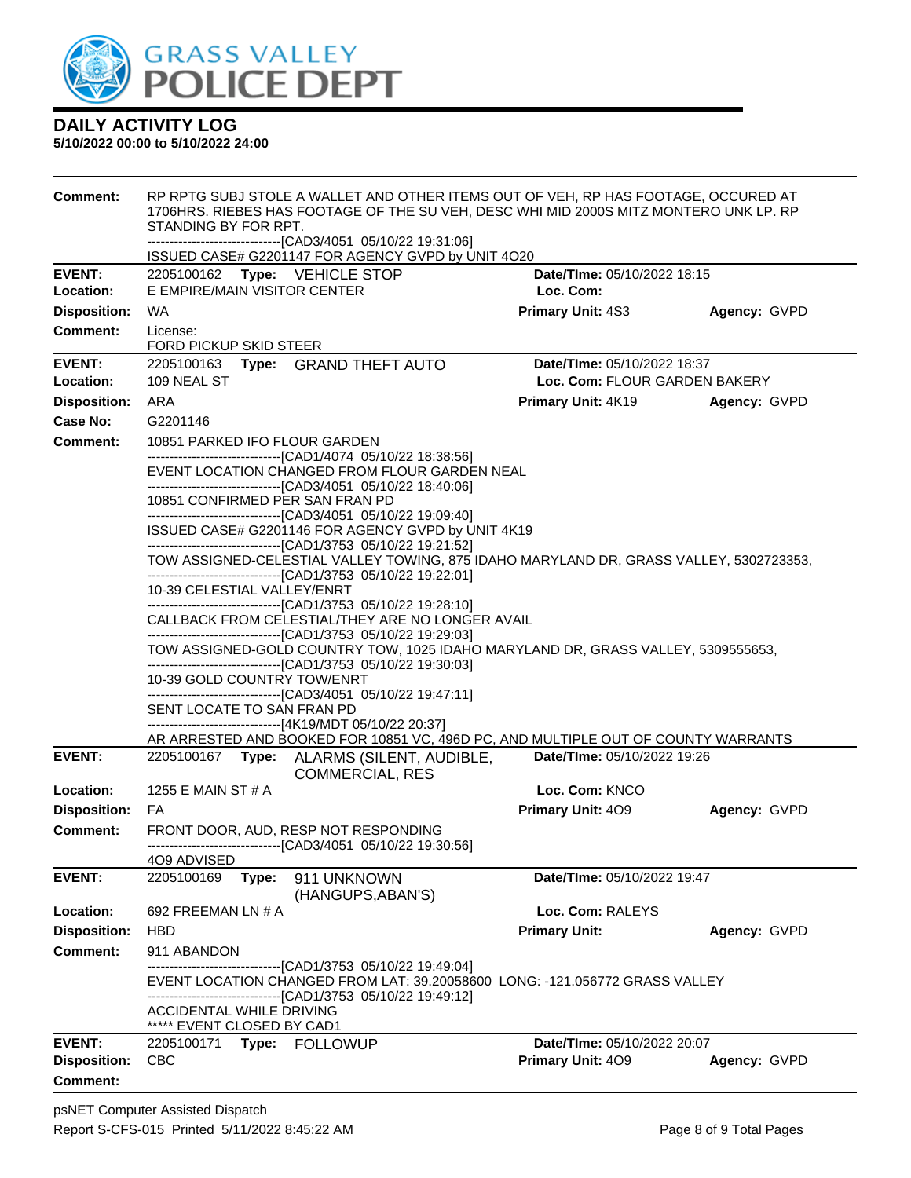# DAILY ACTIVITY LOG

**5/10/2022 00:00 to 5/10/2022 24:00**

**Comment:** RP RPTG SUBJ STOLE A WALLET AND OTHER ITEMS OUT OF VEH, RP HAS FOOTAGE, OCCURED AT 1706HRS. RIEBES HAS FOOTAGE OF THE SU VEH, DESC WHI MID 2000S MITZ MONTERO UNK LP. RP STANDING BY FOR RPT.
------------------------------[CAD3/4051 05/10/22 19:31:06]
ISSUED CASE# G2201147 FOR AGENCY GVPD by UNIT 4O20

---

**EVENT:** 2205100162 **Type:** VEHICLE STOP **Date/TIme:** 05/10/2022 18:15
**Location:** E EMPIRE/MAIN VISITOR CENTER **Loc. Com:**
**Disposition:** WA **Primary Unit:** 4S3 **Agency:** GVPD
**Comment:** License:
FORD PICKUP SKID STEER

---

**EVENT:** 2205100163 **Type:** GRAND THEFT AUTO **Date/TIme:** 05/10/2022 18:37
**Location:** 109 NEAL ST **Loc. Com:** FLOUR GARDEN BAKERY
**Disposition:** ARA **Primary Unit:** 4K19 **Agency:** GVPD
**Case No:** G2201146
**Comment:** 10851 PARKED IFO FLOUR GARDEN
------------------------------[CAD1/4074 05/10/22 18:38:56]
EVENT LOCATION CHANGED FROM FLOUR GARDEN NEAL
------------------------------[CAD3/4051 05/10/22 18:40:06]
10851 CONFIRMED PER SAN FRAN PD
------------------------------[CAD3/4051 05/10/22 19:09:40]
ISSUED CASE# G2201146 FOR AGENCY GVPD by UNIT 4K19
------------------------------[CAD1/3753 05/10/22 19:21:52]
TOW ASSIGNED-CELESTIAL VALLEY TOWING, 875 IDAHO MARYLAND DR, GRASS VALLEY, 5302723353,
------------------------------[CAD1/3753 05/10/22 19:22:01]
10-39 CELESTIAL VALLEY/ENRT
------------------------------[CAD1/3753 05/10/22 19:28:10]
CALLBACK FROM CELESTIAL/THEY ARE NO LONGER AVAIL
------------------------------[CAD1/3753 05/10/22 19:29:03]
TOW ASSIGNED-GOLD COUNTRY TOW, 1025 IDAHO MARYLAND DR, GRASS VALLEY, 5309555653,
------------------------------[CAD1/3753 05/10/22 19:30:03]
10-39 GOLD COUNTRY TOW/ENRT
------------------------------[CAD3/4051 05/10/22 19:47:11]
SENT LOCATE TO SAN FRAN PD
------------------------------[4K19/MDT 05/10/22 20:37]
AR ARRESTED AND BOOKED FOR 10851 VC, 496D PC, AND MULTIPLE OUT OF COUNTY WARRANTS

---

**EVENT:** 2205100167 **Type:** ALARMS (SILENT, AUDIBLE, COMMERCIAL, RES **Date/TIme:** 05/10/2022 19:26
**Location:** 1255 E MAIN ST # A **Loc. Com:** KNCO
**Disposition:** FA **Primary Unit:** 4O9 **Agency:** GVPD
**Comment:** FRONT DOOR, AUD, RESP NOT RESPONDING
------------------------------[CAD3/4051 05/10/22 19:30:56]
4O9 ADVISED

---

**EVENT:** 2205100169 **Type:** 911 UNKNOWN (HANGUPS,ABAN'S) **Date/TIme:** 05/10/2022 19:47
**Location:** 692 FREEMAN LN # A **Loc. Com:** RALEYS
**Disposition:** HBD **Primary Unit:** **Agency:** GVPD
**Comment:** 911 ABANDON
------------------------------[CAD1/3753 05/10/22 19:49:04]
EVENT LOCATION CHANGED FROM LAT: 39.20058600 LONG: -121.056772 GRASS VALLEY
------------------------------[CAD1/3753 05/10/22 19:49:12]
ACCIDENTAL WHILE DRIVING
***** EVENT CLOSED BY CAD1

---

**EVENT:** 2205100171 **Type:** FOLLOWUP **Date/TIme:** 05/10/2022 20:07
**Disposition:** CBC **Primary Unit:** 4O9 **Agency:** GVPD
**Comment:**

psNET Computer Assisted Dispatch
Report S-CFS-015 Printed 5/11/2022 8:45:22 AM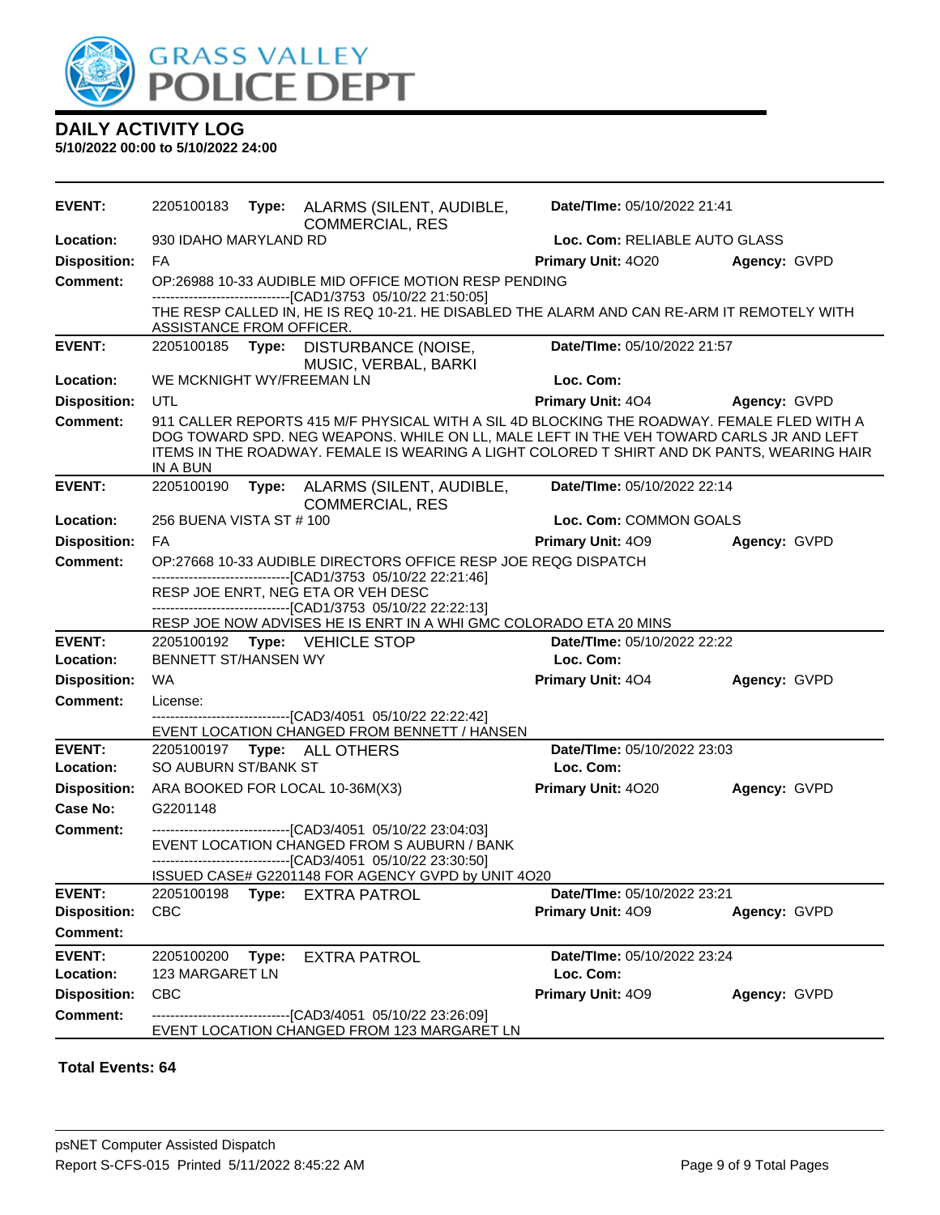# GRASS VALLEY POLICE DEPT

## DAILY ACTIVITY LOG

**5/10/2022 00:00 to 5/10/2022 24:00**

| | | | |
|---|---|---|---|
| **EVENT:** | 2205100183 **Type:** ALARMS (SILENT, AUDIBLE, COMMERCIAL, RES | **Date/TIme:** 05/10/2022 21:41 | |
| **Location:** | 930 IDAHO MARYLAND RD | **Loc. Com:** RELIABLE AUTO GLASS | |
| **Disposition:** | FA | **Primary Unit:** 4O20 | **Agency:** GVPD |
| **Comment:** | OP:26988 10-33 AUDIBLE MID OFFICE MOTION RESP PENDING<br>------------------------------[CAD1/3753 05/10/22 21:50:05]<br>THE RESP CALLED IN, HE IS REQ 10-21. HE DISABLED THE ALARM AND CAN RE-ARM IT REMOTELY WITH ASSISTANCE FROM OFFICER. | | |

| | | | |
|---|---|---|---|
| **EVENT:** | 2205100185 **Type:** DISTURBANCE (NOISE, MUSIC, VERBAL, BARKI | **Date/TIme:** 05/10/2022 21:57 | |
| **Location:** | WE MCKNIGHT WY/FREEMAN LN | **Loc. Com:** | |
| **Disposition:** | UTL | **Primary Unit:** 4O4 | **Agency:** GVPD |
| **Comment:** | 911 CALLER REPORTS 415 M/F PHYSICAL WITH A SIL 4D BLOCKING THE ROADWAY. FEMALE FLED WITH A DOG TOWARD SPD. NEG WEAPONS. WHILE ON LL, MALE LEFT IN THE VEH TOWARD CARLS JR AND LEFT ITEMS IN THE ROADWAY. FEMALE IS WEARING A LIGHT COLORED T SHIRT AND DK PANTS, WEARING HAIR IN A BUN | | |

| | | | |
|---|---|---|---|
| **EVENT:** | 2205100190 **Type:** ALARMS (SILENT, AUDIBLE, COMMERCIAL, RES | **Date/TIme:** 05/10/2022 22:14 | |
| **Location:** | 256 BUENA VISTA ST # 100 | **Loc. Com:** COMMON GOALS | |
| **Disposition:** | FA | **Primary Unit:** 4O9 | **Agency:** GVPD |
| **Comment:** | OP:27668 10-33 AUDIBLE DIRECTORS OFFICE RESP JOE REQG DISPATCH<br>------------------------------[CAD1/3753 05/10/22 22:21:46]<br>RESP JOE ENRT, NEG ETA OR VEH DESC<br>------------------------------[CAD1/3753 05/10/22 22:22:13]<br>RESP JOE NOW ADVISES HE IS ENRT IN A WHI GMC COLORADO ETA 20 MINS | | |

| | | | |
|---|---|---|---|
| **EVENT:** | 2205100192 **Type:** VEHICLE STOP | **Date/TIme:** 05/10/2022 22:22 | |
| **Location:** | BENNETT ST/HANSEN WY | **Loc. Com:** | |
| **Disposition:** | WA | **Primary Unit:** 4O4 | **Agency:** GVPD |
| **Comment:** | License:<br>------------------------------[CAD3/4051 05/10/22 22:22:42]<br>EVENT LOCATION CHANGED FROM BENNETT / HANSEN | | |

| | | | |
|---|---|---|---|
| **EVENT:** | 2205100197 **Type:** ALL OTHERS | **Date/TIme:** 05/10/2022 23:03 | |
| **Location:** | SO AUBURN ST/BANK ST | **Loc. Com:** | |
| **Disposition:** | ARA BOOKED FOR LOCAL 10-36M(X3) | **Primary Unit:** 4O20 | **Agency:** GVPD |
| **Case No:** | G2201148 | | |
| **Comment:** | ------------------------------[CAD3/4051 05/10/22 23:04:03]<br>EVENT LOCATION CHANGED FROM S AUBURN / BANK<br>------------------------------[CAD3/4051 05/10/22 23:30:50]<br>ISSUED CASE# G2201148 FOR AGENCY GVPD by UNIT 4O20 | | |

| | | | |
|---|---|---|---|
| **EVENT:** | 2205100198 **Type:** EXTRA PATROL | **Date/TIme:** 05/10/2022 23:21 | |
| **Disposition:** | CBC | **Primary Unit:** 4O9 | **Agency:** GVPD |
| **Comment:** | | | |

| | | | |
|---|---|---|---|
| **EVENT:** | 2205100200 **Type:** EXTRA PATROL | **Date/TIme:** 05/10/2022 23:24 | |
| **Location:** | 123 MARGARET LN | **Loc. Com:** | |
| **Disposition:** | CBC | **Primary Unit:** 4O9 | **Agency:** GVPD |
| **Comment:** | ------------------------------[CAD3/4051 05/10/22 23:26:09]<br>EVENT LOCATION CHANGED FROM 123 MARGARET LN | | |

**Total Events: 64**

psNET Computer Assisted Dispatch
Report S-CFS-015 Printed 5/11/2022 8:45:22 AM